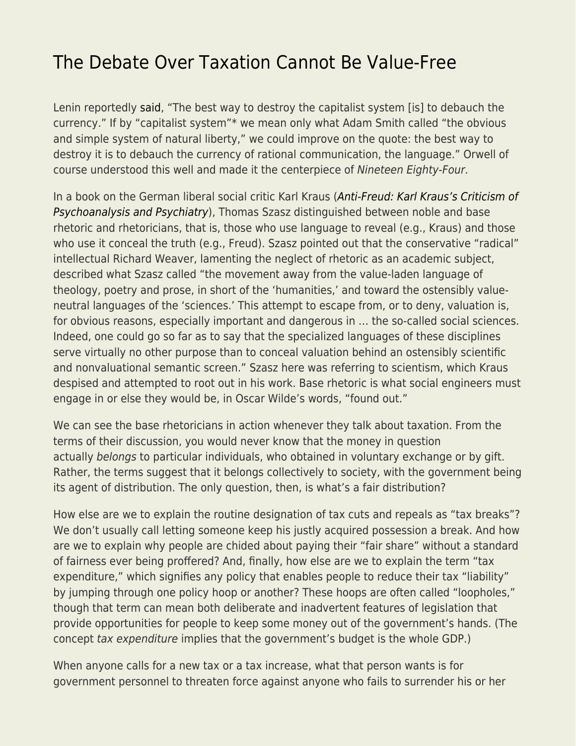# The Debate Over Taxation Cannot Be Value-Free

Lenin reportedly said, "The best way to destroy the capitalist system [is] to debauch the currency." If by "capitalist system"* we mean only what Adam Smith called "the obvious and simple system of natural liberty," we could improve on the quote: the best way to destroy it is to debauch the currency of rational communication, the language." Orwell of course understood this well and made it the centerpiece of *Nineteen Eighty-Four*.

In a book on the German liberal social critic Karl Kraus (*Anti-Freud: Karl Kraus's Criticism of Psychoanalysis and Psychiatry*), Thomas Szasz distinguished between noble and base rhetoric and rhetoricians, that is, those who use language to reveal (e.g., Kraus) and those who use it conceal the truth (e.g., Freud). Szasz pointed out that the conservative "radical" intellectual Richard Weaver, lamenting the neglect of rhetoric as an academic subject, described what Szasz called "the movement away from the value-laden language of theology, poetry and prose, in short of the 'humanities,' and toward the ostensibly value-neutral languages of the 'sciences.' This attempt to escape from, or to deny, valuation is, for obvious reasons, especially important and dangerous in … the so-called social sciences. Indeed, one could go so far as to say that the specialized languages of these disciplines serve virtually no other purpose than to conceal valuation behind an ostensibly scientific and nonvaluational semantic screen." Szasz here was referring to scientism, which Kraus despised and attempted to root out in his work. Base rhetoric is what social engineers must engage in or else they would be, in Oscar Wilde's words, "found out."

We can see the base rhetoricians in action whenever they talk about taxation. From the terms of their discussion, you would never know that the money in question actually *belongs* to particular individuals, who obtained in voluntary exchange or by gift. Rather, the terms suggest that it belongs collectively to society, with the government being its agent of distribution. The only question, then, is what's a fair distribution?

How else are we to explain the routine designation of tax cuts and repeals as "tax breaks"? We don't usually call letting someone keep his justly acquired possession a break. And how are we to explain why people are chided about paying their "fair share" without a standard of fairness ever being proffered? And, finally, how else are we to explain the term "tax expenditure," which signifies any policy that enables people to reduce their tax "liability" by jumping through one policy hoop or another? These hoops are often called "loopholes," though that term can mean both deliberate and inadvertent features of legislation that provide opportunities for people to keep some money out of the government's hands. (The concept *tax expenditure* implies that the government's budget is the whole GDP.)

When anyone calls for a new tax or a tax increase, what that person wants is for government personnel to threaten force against anyone who fails to surrender his or her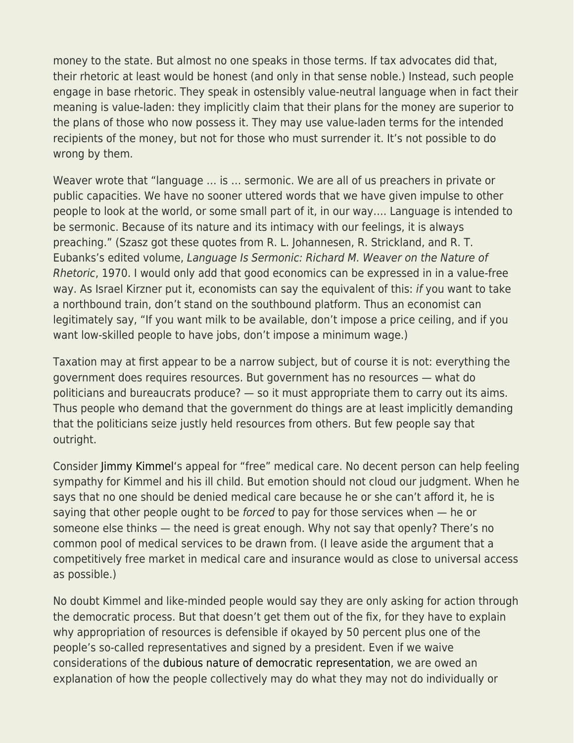money to the state. But almost no one speaks in those terms. If tax advocates did that, their rhetoric at least would be honest (and only in that sense noble.) Instead, such people engage in base rhetoric. They speak in ostensibly value-neutral language when in fact their meaning is value-laden: they implicitly claim that their plans for the money are superior to the plans of those who now possess it. They may use value-laden terms for the intended recipients of the money, but not for those who must surrender it. It's not possible to do wrong by them.

Weaver wrote that "language … is … sermonic. We are all of us preachers in private or public capacities. We have no sooner uttered words that we have given impulse to other people to look at the world, or some small part of it, in our way…. Language is intended to be sermonic. Because of its nature and its intimacy with our feelings, it is always preaching." (Szasz got these quotes from R. L. Johannesen, R. Strickland, and R. T. Eubanks's edited volume, *Language Is Sermonic: Richard M. Weaver on the Nature of Rhetoric*, 1970. I would only add that good economics can be expressed in in a value-free way. As Israel Kirzner put it, economists can say the equivalent of this: *if* you want to take a northbound train, don't stand on the southbound platform. Thus an economist can legitimately say, "If you want milk to be available, don't impose a price ceiling, and if you want low-skilled people to have jobs, don't impose a minimum wage.)

Taxation may at first appear to be a narrow subject, but of course it is not: everything the government does requires resources. But government has no resources — what do politicians and bureaucrats produce? — so it must appropriate them to carry out its aims. Thus people who demand that the government do things are at least implicitly demanding that the politicians seize justly held resources from others. But few people say that outright.

Consider Jimmy Kimmel's appeal for "free" medical care. No decent person can help feeling sympathy for Kimmel and his ill child. But emotion should not cloud our judgment. When he says that no one should be denied medical care because he or she can't afford it, he is saying that other people ought to be *forced* to pay for those services when — he or someone else thinks — the need is great enough. Why not say that openly? There's no common pool of medical services to be drawn from. (I leave aside the argument that a competitively free market in medical care and insurance would as close to universal access as possible.)

No doubt Kimmel and like-minded people would say they are only asking for action through the democratic process. But that doesn't get them out of the fix, for they have to explain why appropriation of resources is defensible if okayed by 50 percent plus one of the people's so-called representatives and signed by a president. Even if we waive considerations of the dubious nature of democratic representation, we are owed an explanation of how the people collectively may do what they may not do individually or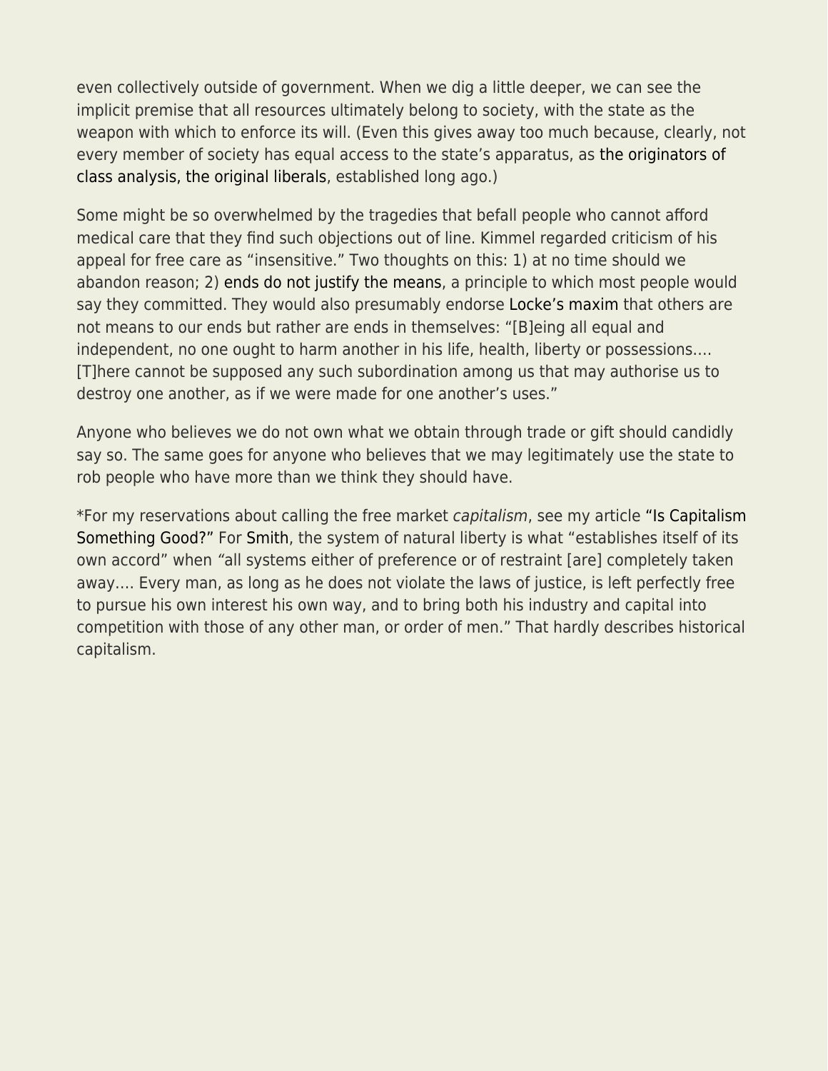even collectively outside of government. When we dig a little deeper, we can see the implicit premise that all resources ultimately belong to society, with the state as the weapon with which to enforce its will. (Even this gives away too much because, clearly, not every member of society has equal access to the state's apparatus, as the originators of class analysis, the original liberals, established long ago.)

Some might be so overwhelmed by the tragedies that befall people who cannot afford medical care that they find such objections out of line. Kimmel regarded criticism of his appeal for free care as "insensitive." Two thoughts on this: 1) at no time should we abandon reason; 2) ends do not justify the means, a principle to which most people would say they committed. They would also presumably endorse Locke's maxim that others are not means to our ends but rather are ends in themselves: "[B]eing all equal and independent, no one ought to harm another in his life, health, liberty or possessions…. [T]here cannot be supposed any such subordination among us that may authorise us to destroy one another, as if we were made for one another's uses."

Anyone who believes we do not own what we obtain through trade or gift should candidly say so. The same goes for anyone who believes that we may legitimately use the state to rob people who have more than we think they should have.

*For my reservations about calling the free market *capitalism*, see my article "Is Capitalism Something Good?" For Smith, the system of natural liberty is what "establishes itself of its own accord" when "all systems either of preference or of restraint [are] completely taken away…. Every man, as long as he does not violate the laws of justice, is left perfectly free to pursue his own interest his own way, and to bring both his industry and capital into competition with those of any other man, or order of men." That hardly describes historical capitalism.